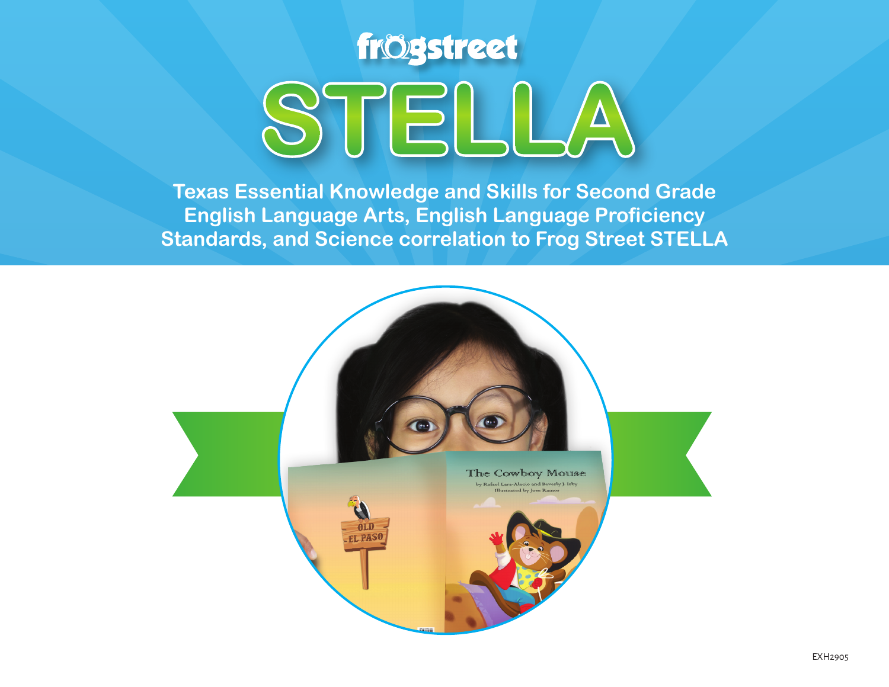frogstreet

# STELLA

**Texas Essential Knowledge and Skills for Second Grade English Language Arts, English Language Proficiency Standards, and Science correlation to Frog Street STELLA**

EXH2905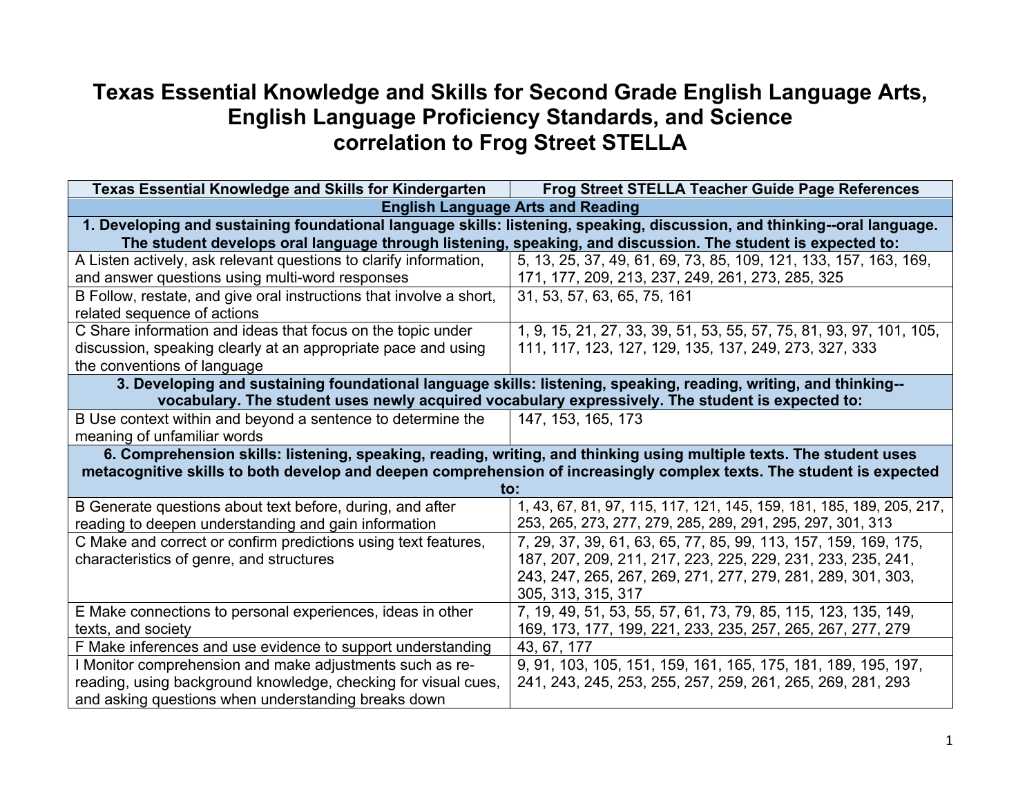# Texas Essential Knowledge and Skills for Second Grade English Language Arts, English Language Proficiency Standards, and Science correlation to Frog Street STELLA

| Texas Essential Knowledge and Skills for Kindergarten | Frog Street STELLA Teacher Guide Page References |
|---|---|
| **English Language Arts and Reading** | |
| **1. Developing and sustaining foundational language skills: listening, speaking, discussion, and thinking--oral language. The student develops oral language through listening, speaking, and discussion. The student is expected to:** | |
| A Listen actively, ask relevant questions to clarify information, and answer questions using multi-word responses | 5, 13, 25, 37, 49, 61, 69, 73, 85, 109, 121, 133, 157, 163, 169, 171, 177, 209, 213, 237, 249, 261, 273, 285, 325 |
| B Follow, restate, and give oral instructions that involve a short, related sequence of actions | 31, 53, 57, 63, 65, 75, 161 |
| C Share information and ideas that focus on the topic under discussion, speaking clearly at an appropriate pace and using the conventions of language | 1, 9, 15, 21, 27, 33, 39, 51, 53, 55, 57, 75, 81, 93, 97, 101, 105, 111, 117, 123, 127, 129, 135, 137, 249, 273, 327, 333 |
| **3. Developing and sustaining foundational language skills: listening, speaking, reading, writing, and thinking--vocabulary. The student uses newly acquired vocabulary expressively. The student is expected to:** | |
| B Use context within and beyond a sentence to determine the meaning of unfamiliar words | 147, 153, 165, 173 |
| **6. Comprehension skills: listening, speaking, reading, writing, and thinking using multiple texts. The student uses metacognitive skills to both develop and deepen comprehension of increasingly complex texts. The student is expected to:** | |
| B Generate questions about text before, during, and after reading to deepen understanding and gain information | 1, 43, 67, 81, 97, 115, 117, 121, 145, 159, 181, 185, 189, 205, 217, 253, 265, 273, 277, 279, 285, 289, 291, 295, 297, 301, 313 |
| C Make and correct or confirm predictions using text features, characteristics of genre, and structures | 7, 29, 37, 39, 61, 63, 65, 77, 85, 99, 113, 157, 159, 169, 175, 187, 207, 209, 211, 217, 223, 225, 229, 231, 233, 235, 241, 243, 247, 265, 267, 269, 271, 277, 279, 281, 289, 301, 303, 305, 313, 315, 317 |
| E Make connections to personal experiences, ideas in other texts, and society | 7, 19, 49, 51, 53, 55, 57, 61, 73, 79, 85, 115, 123, 135, 149, 169, 173, 177, 199, 221, 233, 235, 257, 265, 267, 277, 279 |
| F Make inferences and use evidence to support understanding | 43, 67, 177 |
| I Monitor comprehension and make adjustments such as re-reading, using background knowledge, checking for visual cues, and asking questions when understanding breaks down | 9, 91, 103, 105, 151, 159, 161, 165, 175, 181, 189, 195, 197, 241, 243, 245, 253, 255, 257, 259, 261, 265, 269, 281, 293 |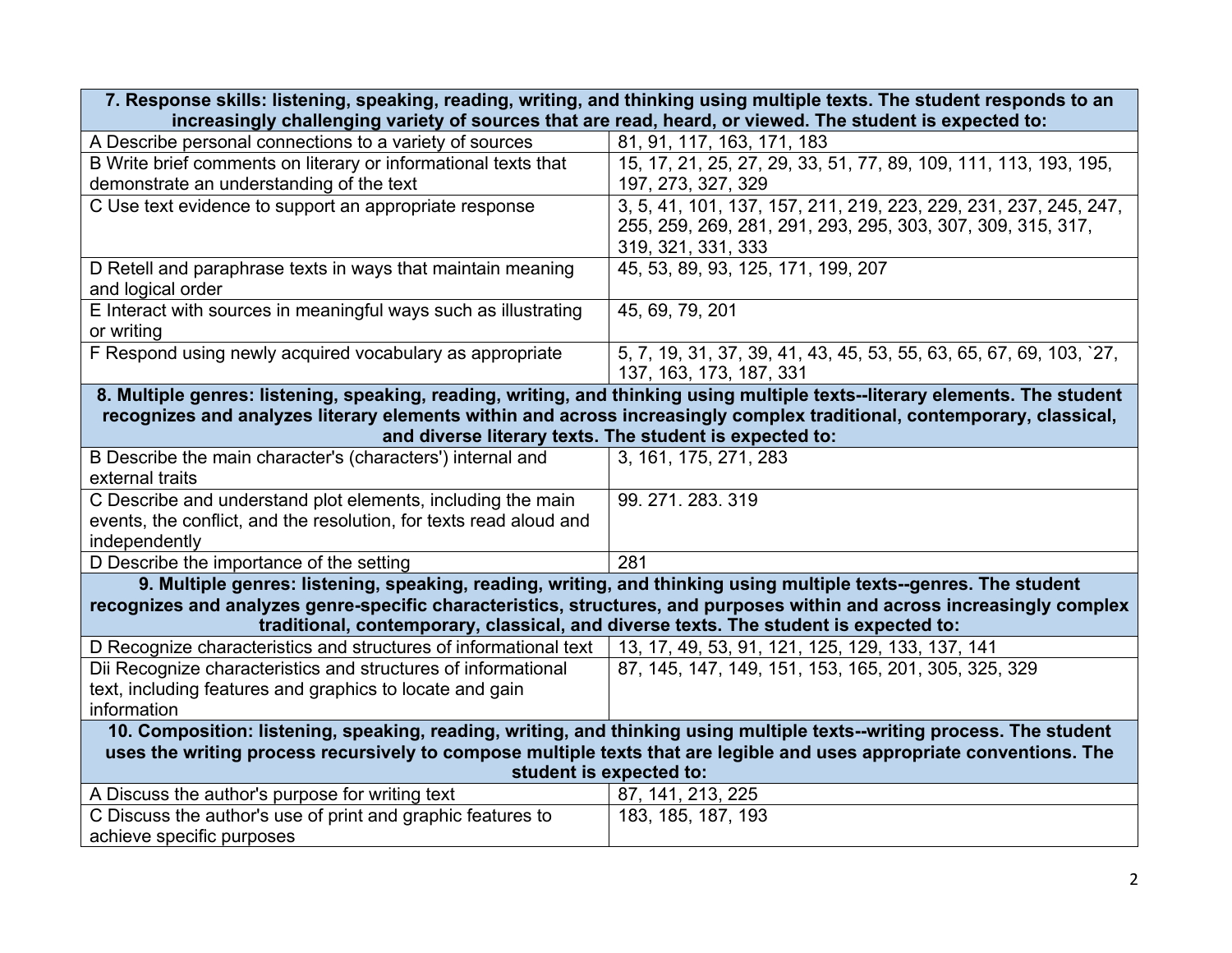| **7. Response skills: listening, speaking, reading, writing, and thinking using multiple texts. The student responds to an increasingly challenging variety of sources that are read, heard, or viewed. The student is expected to:** | |
| --- | --- |
| A Describe personal connections to a variety of sources | 81, 91, 117, 163, 171, 183 |
| B Write brief comments on literary or informational texts that demonstrate an understanding of the text | 15, 17, 21, 25, 27, 29, 33, 51, 77, 89, 109, 111, 113, 193, 195, 197, 273, 327, 329 |
| C Use text evidence to support an appropriate response | 3, 5, 41, 101, 137, 157, 211, 219, 223, 229, 231, 237, 245, 247, 255, 259, 269, 281, 291, 293, 295, 303, 307, 309, 315, 317, 319, 321, 331, 333 |
| D Retell and paraphrase texts in ways that maintain meaning and logical order | 45, 53, 89, 93, 125, 171, 199, 207 |
| E Interact with sources in meaningful ways such as illustrating or writing | 45, 69, 79, 201 |
| F Respond using newly acquired vocabulary as appropriate | 5, 7, 19, 31, 37, 39, 41, 43, 45, 53, 55, 63, 65, 67, 69, 103, `27, 137, 163, 173, 187, 331 |
| **8. Multiple genres: listening, speaking, reading, writing, and thinking using multiple texts--literary elements. The student recognizes and analyzes literary elements within and across increasingly complex traditional, contemporary, classical, and diverse literary texts. The student is expected to:** | |
| B Describe the main character's (characters') internal and external traits | 3, 161, 175, 271, 283 |
| C Describe and understand plot elements, including the main events, the conflict, and the resolution, for texts read aloud and independently | 99. 271. 283. 319 |
| D Describe the importance of the setting | 281 |
| **9. Multiple genres: listening, speaking, reading, writing, and thinking using multiple texts--genres. The student recognizes and analyzes genre-specific characteristics, structures, and purposes within and across increasingly complex traditional, contemporary, classical, and diverse texts. The student is expected to:** | |
| D Recognize characteristics and structures of informational text | 13, 17, 49, 53, 91, 121, 125, 129, 133, 137, 141 |
| Dii Recognize characteristics and structures of informational text, including features and graphics to locate and gain information | 87, 145, 147, 149, 151, 153, 165, 201, 305, 325, 329 |
| **10. Composition: listening, speaking, reading, writing, and thinking using multiple texts--writing process. The student uses the writing process recursively to compose multiple texts that are legible and uses appropriate conventions. The student is expected to:** | |
| A Discuss the author's purpose for writing text | 87, 141, 213, 225 |
| C Discuss the author's use of print and graphic features to achieve specific purposes | 183, 185, 187, 193 |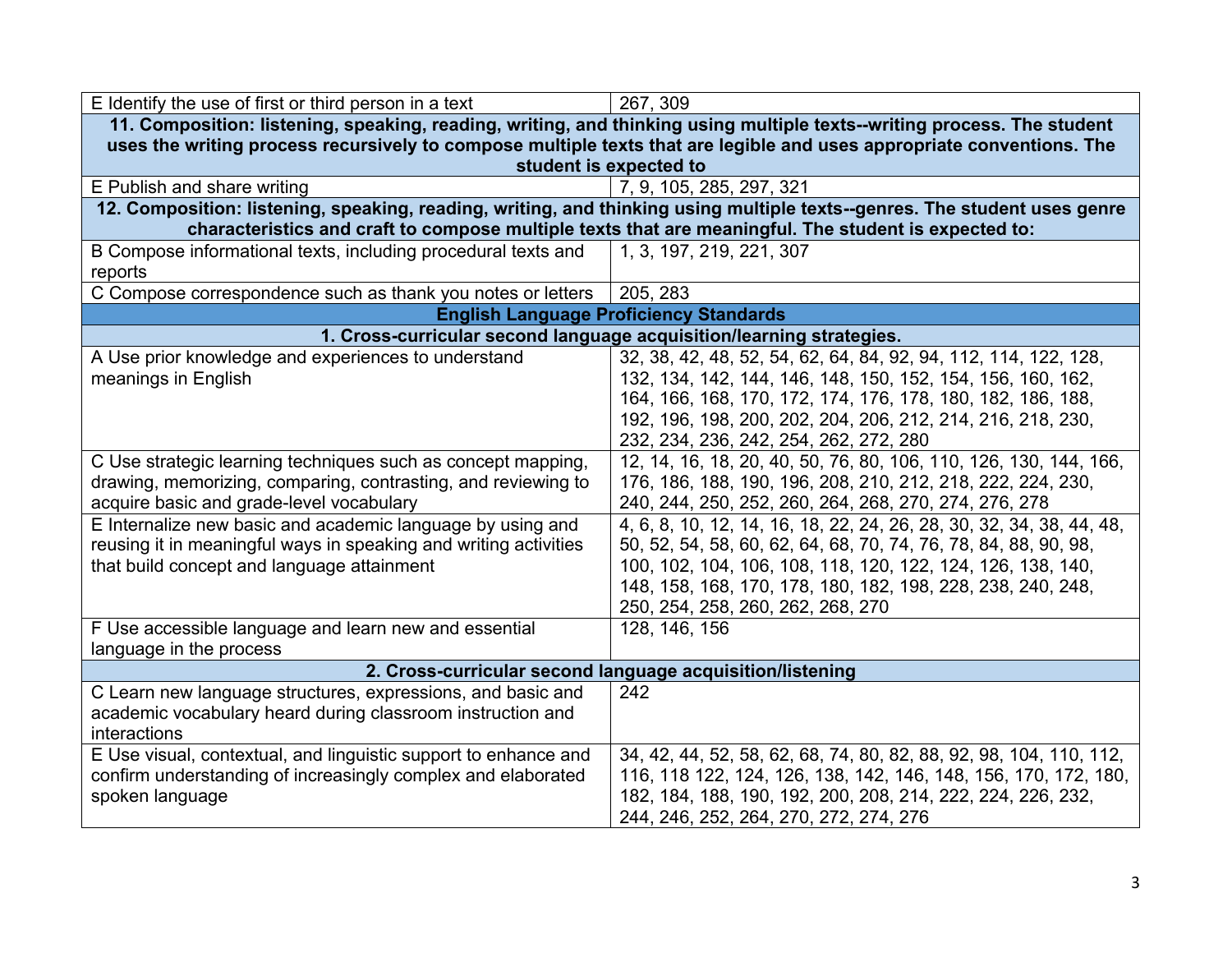| | |
|---|---|
| E Identify the use of first or third person in a text | 267, 309 |
| **11. Composition: listening, speaking, reading, writing, and thinking using multiple texts--writing process. The student uses the writing process recursively to compose multiple texts that are legible and uses appropriate conventions. The student is expected to** | |
| E Publish and share writing | 7, 9, 105, 285, 297, 321 |
| **12. Composition: listening, speaking, reading, writing, and thinking using multiple texts--genres. The student uses genre characteristics and craft to compose multiple texts that are meaningful. The student is expected to:** | |
| B Compose informational texts, including procedural texts and reports | 1, 3, 197, 219, 221, 307 |
| C Compose correspondence such as thank you notes or letters | 205, 283 |
| **English Language Proficiency Standards** | |
| **1. Cross-curricular second language acquisition/learning strategies.** | |
| A Use prior knowledge and experiences to understand meanings in English | 32, 38, 42, 48, 52, 54, 62, 64, 84, 92, 94, 112, 114, 122, 128, 132, 134, 142, 144, 146, 148, 150, 152, 154, 156, 160, 162, 164, 166, 168, 170, 172, 174, 176, 178, 180, 182, 186, 188, 192, 196, 198, 200, 202, 204, 206, 212, 214, 216, 218, 230, 232, 234, 236, 242, 254, 262, 272, 280 |
| C Use strategic learning techniques such as concept mapping, drawing, memorizing, comparing, contrasting, and reviewing to acquire basic and grade-level vocabulary | 12, 14, 16, 18, 20, 40, 50, 76, 80, 106, 110, 126, 130, 144, 166, 176, 186, 188, 190, 196, 208, 210, 212, 218, 222, 224, 230, 240, 244, 250, 252, 260, 264, 268, 270, 274, 276, 278 |
| E Internalize new basic and academic language by using and reusing it in meaningful ways in speaking and writing activities that build concept and language attainment | 4, 6, 8, 10, 12, 14, 16, 18, 22, 24, 26, 28, 30, 32, 34, 38, 44, 48, 50, 52, 54, 58, 60, 62, 64, 68, 70, 74, 76, 78, 84, 88, 90, 98, 100, 102, 104, 106, 108, 118, 120, 122, 124, 126, 138, 140, 148, 158, 168, 170, 178, 180, 182, 198, 228, 238, 240, 248, 250, 254, 258, 260, 262, 268, 270 |
| F Use accessible language and learn new and essential language in the process | 128, 146, 156 |
| **2. Cross-curricular second language acquisition/listening** | |
| C Learn new language structures, expressions, and basic and academic vocabulary heard during classroom instruction and interactions | 242 |
| E Use visual, contextual, and linguistic support to enhance and confirm understanding of increasingly complex and elaborated spoken language | 34, 42, 44, 52, 58, 62, 68, 74, 80, 82, 88, 92, 98, 104, 110, 112, 116, 118 122, 124, 126, 138, 142, 146, 148, 156, 170, 172, 180, 182, 184, 188, 190, 192, 200, 208, 214, 222, 224, 226, 232, 244, 246, 252, 264, 270, 272, 274, 276 |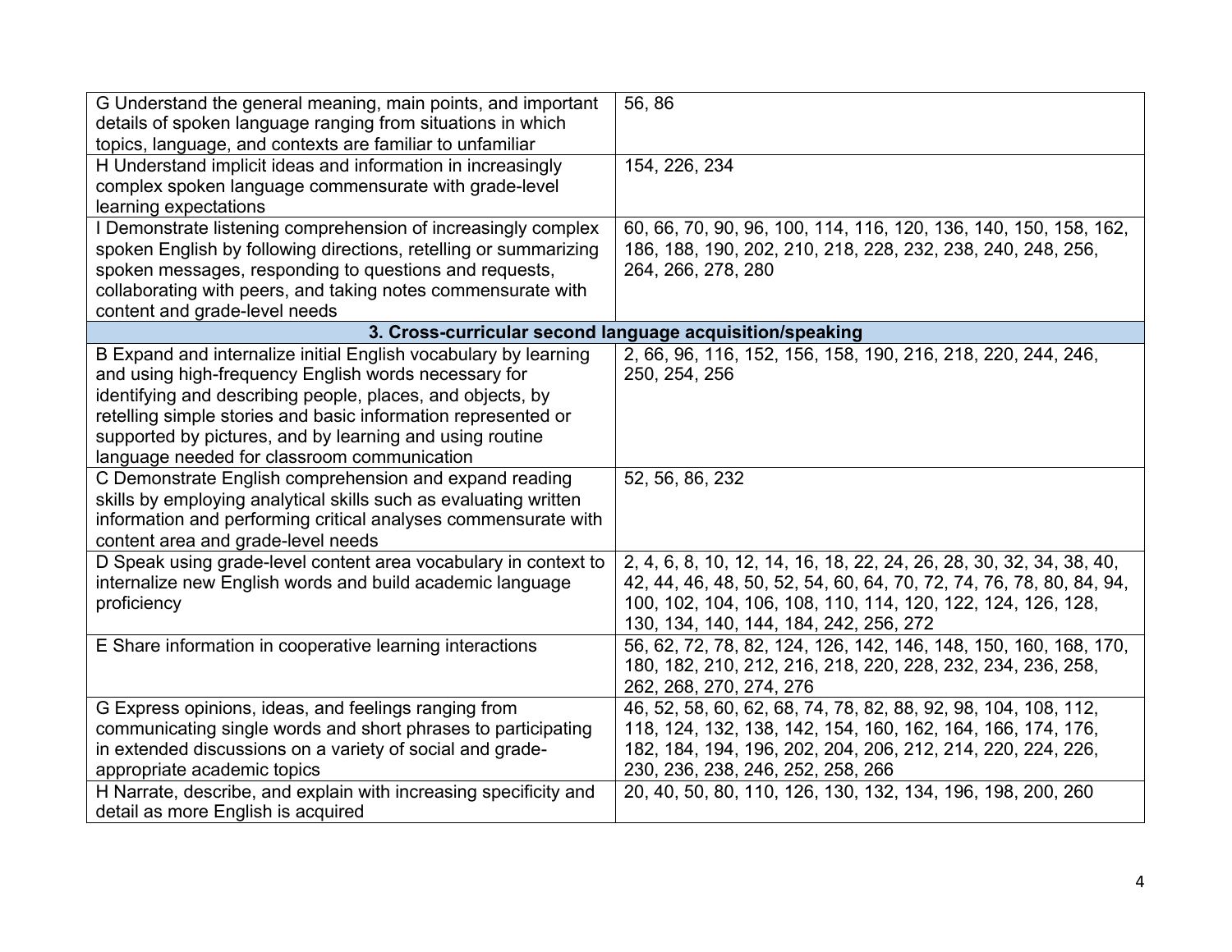| | |
|---|---|
| G Understand the general meaning, main points, and important details of spoken language ranging from situations in which topics, language, and contexts are familiar to unfamiliar | 56, 86 |
| H Understand implicit ideas and information in increasingly complex spoken language commensurate with grade-level learning expectations | 154, 226, 234 |
| I Demonstrate listening comprehension of increasingly complex spoken English by following directions, retelling or summarizing spoken messages, responding to questions and requests, collaborating with peers, and taking notes commensurate with content and grade-level needs | 60, 66, 70, 90, 96, 100, 114, 116, 120, 136, 140, 150, 158, 162, 186, 188, 190, 202, 210, 218, 228, 232, 238, 240, 248, 256, 264, 266, 278, 280 |
| **3. Cross-curricular second language acquisition/speaking** | |
| B Expand and internalize initial English vocabulary by learning and using high-frequency English words necessary for identifying and describing people, places, and objects, by retelling simple stories and basic information represented or supported by pictures, and by learning and using routine language needed for classroom communication | 2, 66, 96, 116, 152, 156, 158, 190, 216, 218, 220, 244, 246, 250, 254, 256 |
| C Demonstrate English comprehension and expand reading skills by employing analytical skills such as evaluating written information and performing critical analyses commensurate with content area and grade-level needs | 52, 56, 86, 232 |
| D Speak using grade-level content area vocabulary in context to internalize new English words and build academic language proficiency | 2, 4, 6, 8, 10, 12, 14, 16, 18, 22, 24, 26, 28, 30, 32, 34, 38, 40, 42, 44, 46, 48, 50, 52, 54, 60, 64, 70, 72, 74, 76, 78, 80, 84, 94, 100, 102, 104, 106, 108, 110, 114, 120, 122, 124, 126, 128, 130, 134, 140, 144, 184, 242, 256, 272 |
| E Share information in cooperative learning interactions | 56, 62, 72, 78, 82, 124, 126, 142, 146, 148, 150, 160, 168, 170, 180, 182, 210, 212, 216, 218, 220, 228, 232, 234, 236, 258, 262, 268, 270, 274, 276 |
| G Express opinions, ideas, and feelings ranging from communicating single words and short phrases to participating in extended discussions on a variety of social and grade-appropriate academic topics | 46, 52, 58, 60, 62, 68, 74, 78, 82, 88, 92, 98, 104, 108, 112, 118, 124, 132, 138, 142, 154, 160, 162, 164, 166, 174, 176, 182, 184, 194, 196, 202, 204, 206, 212, 214, 220, 224, 226, 230, 236, 238, 246, 252, 258, 266 |
| H Narrate, describe, and explain with increasing specificity and detail as more English is acquired | 20, 40, 50, 80, 110, 126, 130, 132, 134, 196, 198, 200, 260 |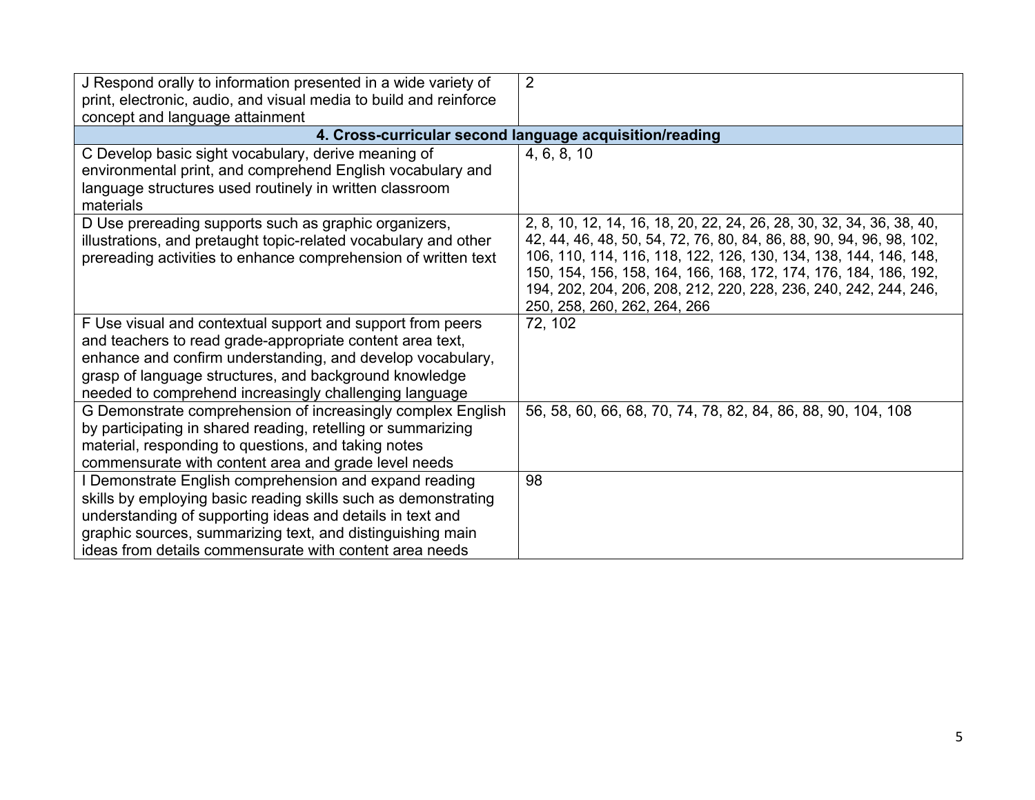| | |
|---|---|
| J Respond orally to information presented in a wide variety of print, electronic, audio, and visual media to build and reinforce concept and language attainment | 2 |
| **4. Cross-curricular second language acquisition/reading** | |
| C Develop basic sight vocabulary, derive meaning of environmental print, and comprehend English vocabulary and language structures used routinely in written classroom materials | 4, 6, 8, 10 |
| D Use prereading supports such as graphic organizers, illustrations, and pretaught topic-related vocabulary and other prereading activities to enhance comprehension of written text | 2, 8, 10, 12, 14, 16, 18, 20, 22, 24, 26, 28, 30, 32, 34, 36, 38, 40, 42, 44, 46, 48, 50, 54, 72, 76, 80, 84, 86, 88, 90, 94, 96, 98, 102, 106, 110, 114, 116, 118, 122, 126, 130, 134, 138, 144, 146, 148, 150, 154, 156, 158, 164, 166, 168, 172, 174, 176, 184, 186, 192, 194, 202, 204, 206, 208, 212, 220, 228, 236, 240, 242, 244, 246, 250, 258, 260, 262, 264, 266 |
| F Use visual and contextual support and support from peers and teachers to read grade-appropriate content area text, enhance and confirm understanding, and develop vocabulary, grasp of language structures, and background knowledge needed to comprehend increasingly challenging language | 72, 102 |
| G Demonstrate comprehension of increasingly complex English by participating in shared reading, retelling or summarizing material, responding to questions, and taking notes commensurate with content area and grade level needs | 56, 58, 60, 66, 68, 70, 74, 78, 82, 84, 86, 88, 90, 104, 108 |
| I Demonstrate English comprehension and expand reading skills by employing basic reading skills such as demonstrating understanding of supporting ideas and details in text and graphic sources, summarizing text, and distinguishing main ideas from details commensurate with content area needs | 98 |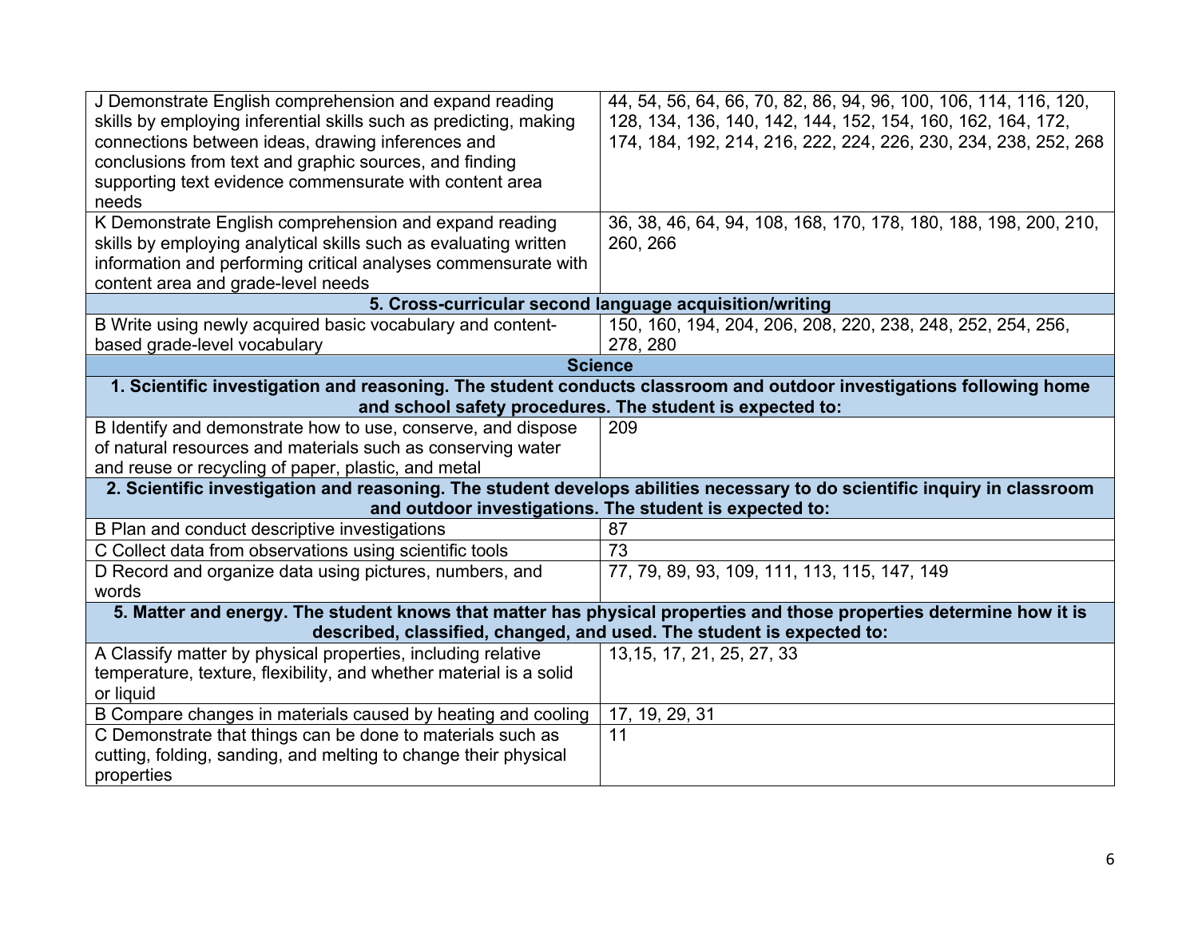| | |
|---|---|
| J Demonstrate English comprehension and expand reading skills by employing inferential skills such as predicting, making connections between ideas, drawing inferences and conclusions from text and graphic sources, and finding supporting text evidence commensurate with content area needs | 44, 54, 56, 64, 66, 70, 82, 86, 94, 96, 100, 106, 114, 116, 120, 128, 134, 136, 140, 142, 144, 152, 154, 160, 162, 164, 172, 174, 184, 192, 214, 216, 222, 224, 226, 230, 234, 238, 252, 268 |
| K Demonstrate English comprehension and expand reading skills by employing analytical skills such as evaluating written information and performing critical analyses commensurate with content area and grade-level needs | 36, 38, 46, 64, 94, 108, 168, 170, 178, 180, 188, 198, 200, 210, 260, 266 |
| **5. Cross-curricular second language acquisition/writing** | |
| B Write using newly acquired basic vocabulary and content-based grade-level vocabulary | 150, 160, 194, 204, 206, 208, 220, 238, 248, 252, 254, 256, 278, 280 |
| **Science** | |
| **1. Scientific investigation and reasoning. The student conducts classroom and outdoor investigations following home and school safety procedures. The student is expected to:** | |
| B Identify and demonstrate how to use, conserve, and dispose of natural resources and materials such as conserving water and reuse or recycling of paper, plastic, and metal | 209 |
| **2. Scientific investigation and reasoning. The student develops abilities necessary to do scientific inquiry in classroom and outdoor investigations. The student is expected to:** | |
| B Plan and conduct descriptive investigations | 87 |
| C Collect data from observations using scientific tools | 73 |
| D Record and organize data using pictures, numbers, and words | 77, 79, 89, 93, 109, 111, 113, 115, 147, 149 |
| **5. Matter and energy. The student knows that matter has physical properties and those properties determine how it is described, classified, changed, and used. The student is expected to:** | |
| A Classify matter by physical properties, including relative temperature, texture, flexibility, and whether material is a solid or liquid | 13,15, 17, 21, 25, 27, 33 |
| B Compare changes in materials caused by heating and cooling | 17, 19, 29, 31 |
| C Demonstrate that things can be done to materials such as cutting, folding, sanding, and melting to change their physical properties | 11 |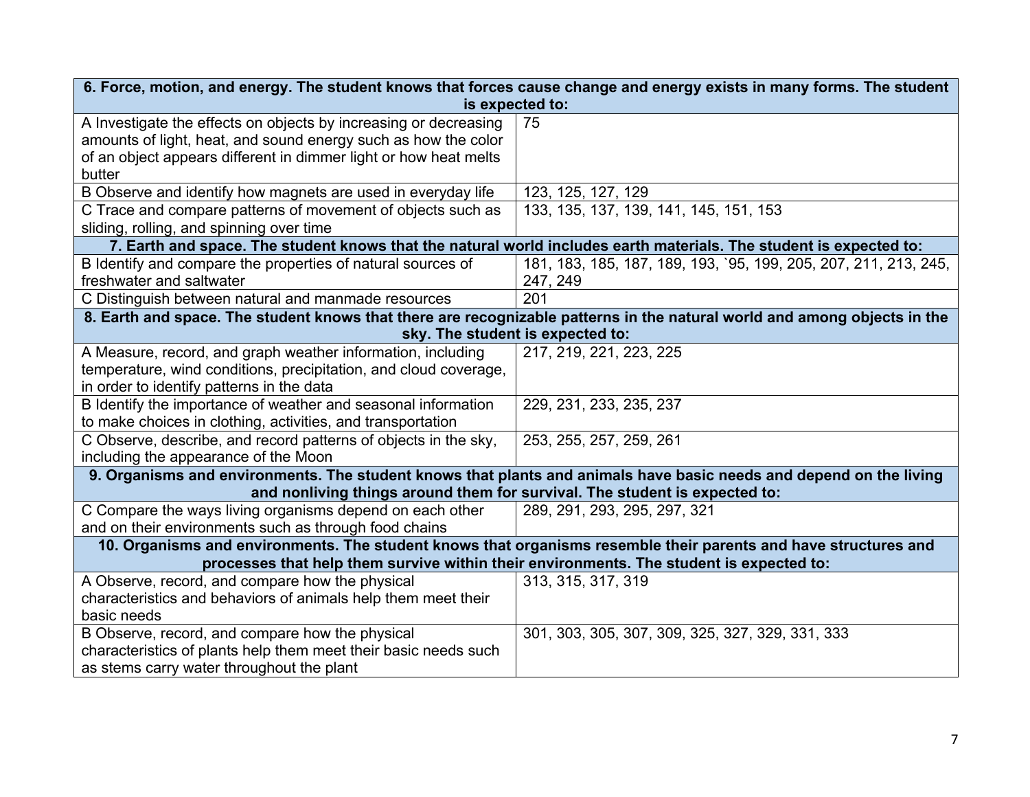| | |
|---|---|
| **6. Force, motion, and energy. The student knows that forces cause change and energy exists in many forms. The student is expected to:** | |
| A Investigate the effects on objects by increasing or decreasing amounts of light, heat, and sound energy such as how the color of an object appears different in dimmer light or how heat melts butter | 75 |
| B Observe and identify how magnets are used in everyday life | 123, 125, 127, 129 |
| C Trace and compare patterns of movement of objects such as sliding, rolling, and spinning over time | 133, 135, 137, 139, 141, 145, 151, 153 |
| **7. Earth and space. The student knows that the natural world includes earth materials. The student is expected to:** | |
| B Identify and compare the properties of natural sources of freshwater and saltwater | 181, 183, 185, 187, 189, 193, `95, 199, 205, 207, 211, 213, 245, 247, 249 |
| C Distinguish between natural and manmade resources | 201 |
| **8. Earth and space. The student knows that there are recognizable patterns in the natural world and among objects in the sky. The student is expected to:** | |
| A Measure, record, and graph weather information, including temperature, wind conditions, precipitation, and cloud coverage, in order to identify patterns in the data | 217, 219, 221, 223, 225 |
| B Identify the importance of weather and seasonal information to make choices in clothing, activities, and transportation | 229, 231, 233, 235, 237 |
| C Observe, describe, and record patterns of objects in the sky, including the appearance of the Moon | 253, 255, 257, 259, 261 |
| **9. Organisms and environments. The student knows that plants and animals have basic needs and depend on the living and nonliving things around them for survival. The student is expected to:** | |
| C Compare the ways living organisms depend on each other and on their environments such as through food chains | 289, 291, 293, 295, 297, 321 |
| **10. Organisms and environments. The student knows that organisms resemble their parents and have structures and processes that help them survive within their environments. The student is expected to:** | |
| A Observe, record, and compare how the physical characteristics and behaviors of animals help them meet their basic needs | 313, 315, 317, 319 |
| B Observe, record, and compare how the physical characteristics of plants help them meet their basic needs such as stems carry water throughout the plant | 301, 303, 305, 307, 309, 325, 327, 329, 331, 333 |